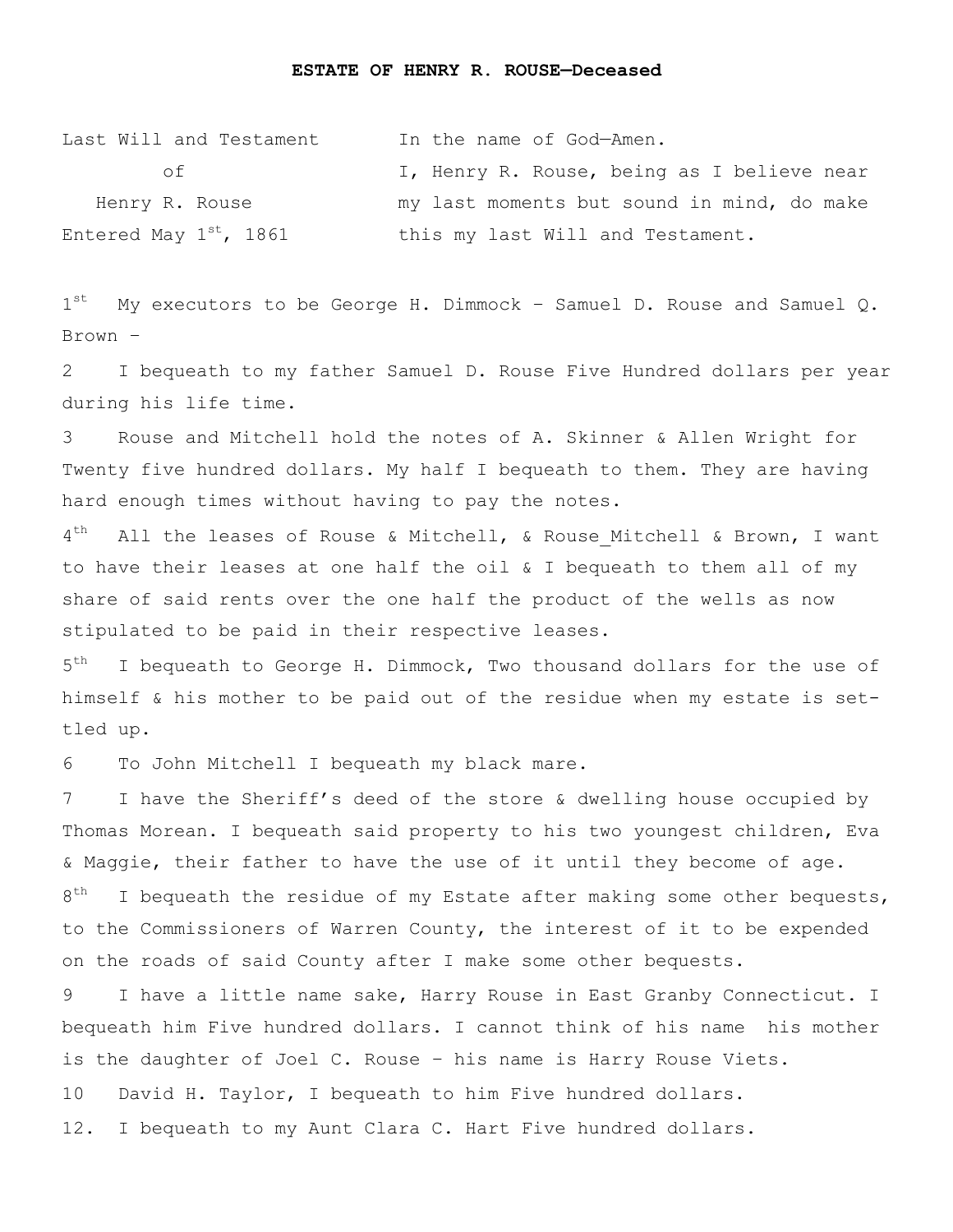**ESTATE OF HENRY R. ROUSE—Deceased**

Last Will and Testament of Henry R. Rouse  
Entered May 1st, 1861

In the name of God—Amen.  
I, Henry R. Rouse, being as I believe near my last moments but sound in mind, do make this my last Will and Testament.

1st My executors to be George H. Dimmock – Samuel D. Rouse and Samuel Q. Brown –

2 I bequeath to my father Samuel D. Rouse Five Hundred dollars per year during his life time.

3 Rouse and Mitchell hold the notes of A. Skinner & Allen Wright for Twenty five hundred dollars. My half I bequeath to them. They are having hard enough times without having to pay the notes.

4th All the leases of Rouse & Mitchell, & Rouse_Mitchell & Brown, I want to have their leases at one half the oil & I bequeath to them all of my share of said rents over the one half the product of the wells as now stipulated to be paid in their respective leases.

5th I bequeath to George H. Dimmock, Two thousand dollars for the use of himself & his mother to be paid out of the residue when my estate is settled up.

6 To John Mitchell I bequeath my black mare.

7 I have the Sheriff's deed of the store & dwelling house occupied by Thomas Morean. I bequeath said property to his two youngest children, Eva & Maggie, their father to have the use of it until they become of age.

8th I bequeath the residue of my Estate after making some other bequests, to the Commissioners of Warren County, the interest of it to be expended on the roads of said County after I make some other bequests.

9 I have a little name sake, Harry Rouse in East Granby Connecticut. I bequeath him Five hundred dollars. I cannot think of his name his mother is the daughter of Joel C. Rouse – his name is Harry Rouse Viets.

10 David H. Taylor, I bequeath to him Five hundred dollars.

12. I bequeath to my Aunt Clara C. Hart Five hundred dollars.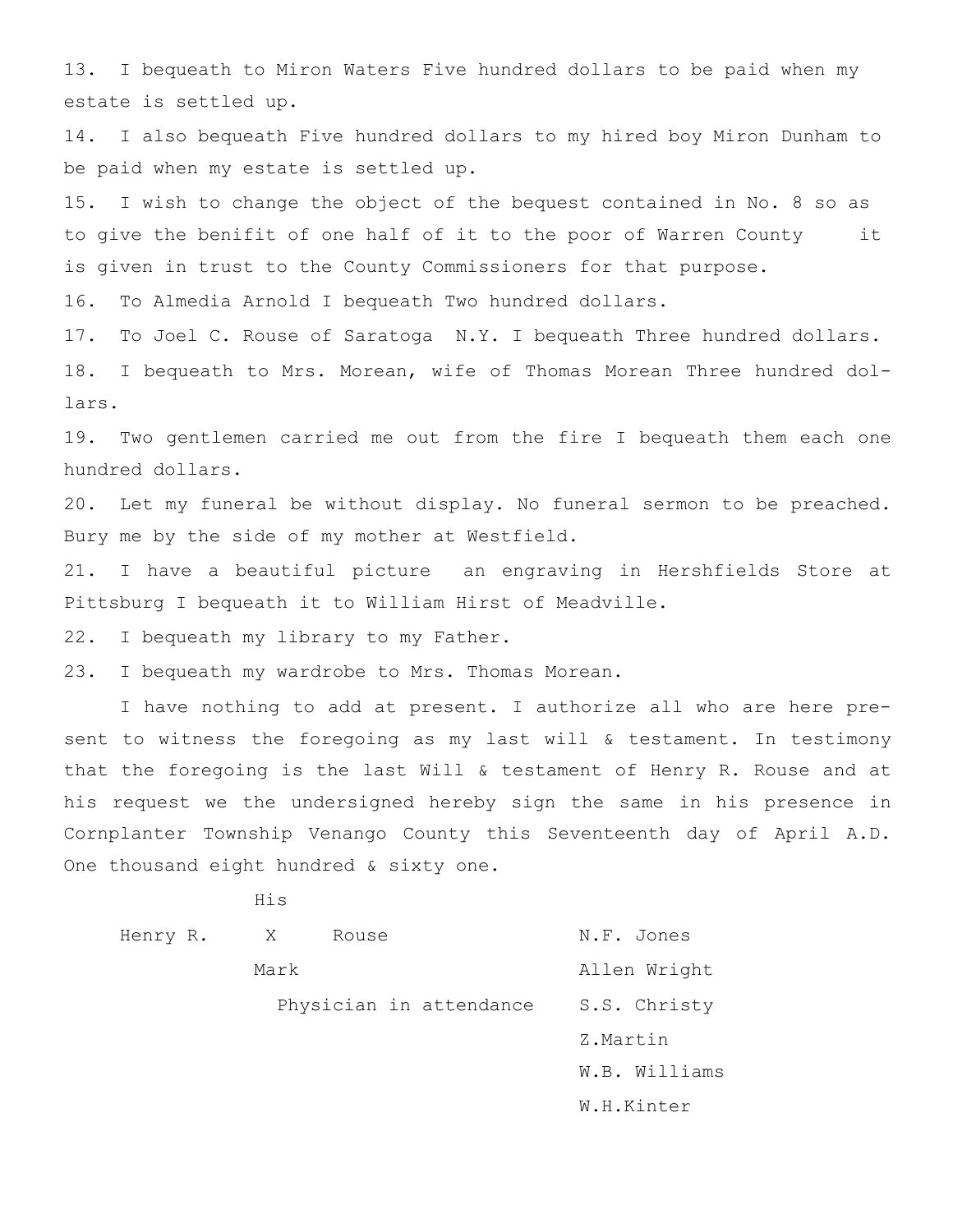13. I bequeath to Miron Waters Five hundred dollars to be paid when my estate is settled up.

14. I also bequeath Five hundred dollars to my hired boy Miron Dunham to be paid when my estate is settled up.

15. I wish to change the object of the bequest contained in No. 8 so as to give the benifit of one half of it to the poor of Warren County it is given in trust to the County Commissioners for that purpose.

16. To Almedia Arnold I bequeath Two hundred dollars.

17. To Joel C. Rouse of Saratoga N.Y. I bequeath Three hundred dollars.

18. I bequeath to Mrs. Morean, wife of Thomas Morean Three hundred dollars.

19. Two gentlemen carried me out from the fire I bequeath them each one hundred dollars.

20. Let my funeral be without display. No funeral sermon to be preached. Bury me by the side of my mother at Westfield.

21. I have a beautiful picture an engraving in Hershfields Store at Pittsburg I bequeath it to William Hirst of Meadville.

22. I bequeath my library to my Father.

23. I bequeath my wardrobe to Mrs. Thomas Morean.

I have nothing to add at present. I authorize all who are here present to witness the foregoing as my last will & testament. In testimony that the foregoing is the last Will & testament of Henry R. Rouse and at his request we the undersigned hereby sign the same in his presence in Cornplanter Township Venango County this Seventeenth day of April A.D. One thousand eight hundred & sixty one.

His
Henry R. X Rouse
Mark

Physician in attendance

N.F. Jones
Allen Wright
S.S. Christy
Z.Martin
W.B. Williams
W.H.Kinter